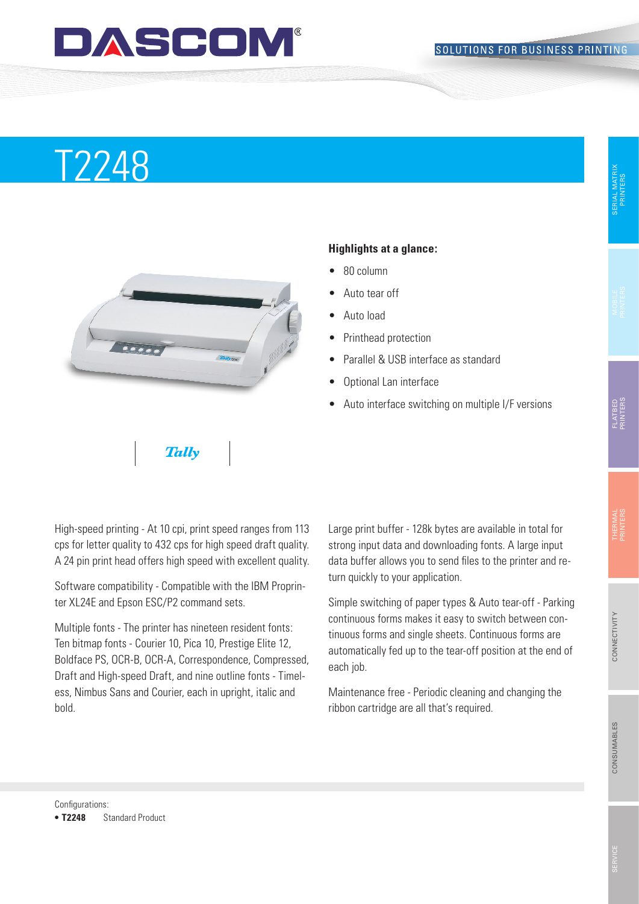# T2248

**Highlights at a glance:**

- 80 column
- Auto tear off
- Auto load
- Printhead protection
- Parallel & USB interface as standard
- Optional Lan interface
- Auto interface switching on multiple I/F versions

High-speed printing - At 10 cpi, print speed ranges from 113 cps for letter quality to 432 cps for high speed draft quality. A 24 pin print head offers high speed with excellent quality.

Software compatibility - Compatible with the IBM Proprinter XL24E and Epson ESC/P2 command sets.

Multiple fonts - The printer has nineteen resident fonts: Ten bitmap fonts - Courier 10, Pica 10, Prestige Elite 12, Boldface PS, OCR-B, OCR-A, Correspondence, Compressed, Draft and High-speed Draft, and nine outline fonts - Timeless, Nimbus Sans and Courier, each in upright, italic and bold.

Large print buffer - 128k bytes are available in total for strong input data and downloading fonts. A large input data buffer allows you to send files to the printer and return quickly to your application.

Simple switching of paper types & Auto tear-off - Parking continuous forms makes it easy to switch between continuous forms and single sheets. Continuous forms are automatically fed up to the tear-off position at the end of each job.

Maintenance free - Periodic cleaning and changing the ribbon cartridge are all that's required.

Configurations:
- **T2248** Standard Product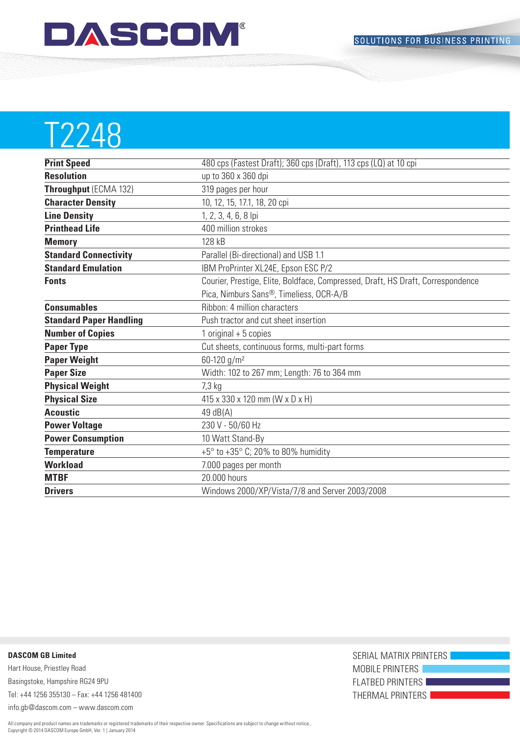DASCOM®

SOLUTIONS FOR BUSINESS PRINTING

# T2248

| | |
|---|---|
| **Print Speed** | 480 cps (Fastest Draft); 360 cps (Draft), 113 cps (LQ) at 10 cpi |
| **Resolution** | up to 360 x 360 dpi |
| **Throughput** (ECMA 132) | 319 pages per hour |
| **Character Density** | 10, 12, 15, 17.1, 18, 20 cpi |
| **Line Density** | 1, 2, 3, 4, 6, 8 lpi |
| **Printhead Life** | 400 million strokes |
| **Memory** | 128 kB |
| **Standard Connectivity** | Parallel (Bi-directional) and USB 1.1 |
| **Standard Emulation** | IBM ProPrinter XL24E, Epson ESC P/2 |
| **Fonts** | Courier, Prestige, Elite, Boldface, Compressed, Draft, HS Draft, Correspondence Pica, Nimbus Sans®, Timeliess, OCR-A/B |
| **Consumables** | Ribbon: 4 million characters |
| **Standard Paper Handling** | Push tractor and cut sheet insertion |
| **Number of Copies** | 1 original + 5 copies |
| **Paper Type** | Cut sheets, continuous forms, multi-part forms |
| **Paper Weight** | 60-120 g/m² |
| **Paper Size** | Width: 102 to 267 mm; Length: 76 to 364 mm |
| **Physical Weight** | 7,3 kg |
| **Physical Size** | 415 x 330 x 120 mm (W x D x H) |
| **Acoustic** | 49 dB(A) |
| **Power Voltage** | 230 V - 50/60 Hz |
| **Power Consumption** | 10 Watt Stand-By |
| **Temperature** | +5° to +35° C; 20% to 80% humidity |
| **Workload** | 7.000 pages per month |
| **MTBF** | 20.000 hours |
| **Drivers** | Windows 2000/XP/Vista/7/8 and Server 2003/2008 |

**DASCOM GB Limited**
Hart House, Priestley Road
Basingstoke, Hampshire RG24 9PU
Tel: +44 1256 355130 – Fax: +44 1256 481400
info.gb@dascom.com – www.dascom.com

SERIAL MATRIX PRINTERS
MOBILE PRINTERS
FLATBED PRINTERS
THERMAL PRINTERS

All company and product names are trademarks or registered trademarks of their respective owner. Specifications are subject to change without notice.,
Copyright © 2014 DASCOM Europe GmbH, Ver. 1 | January 2014